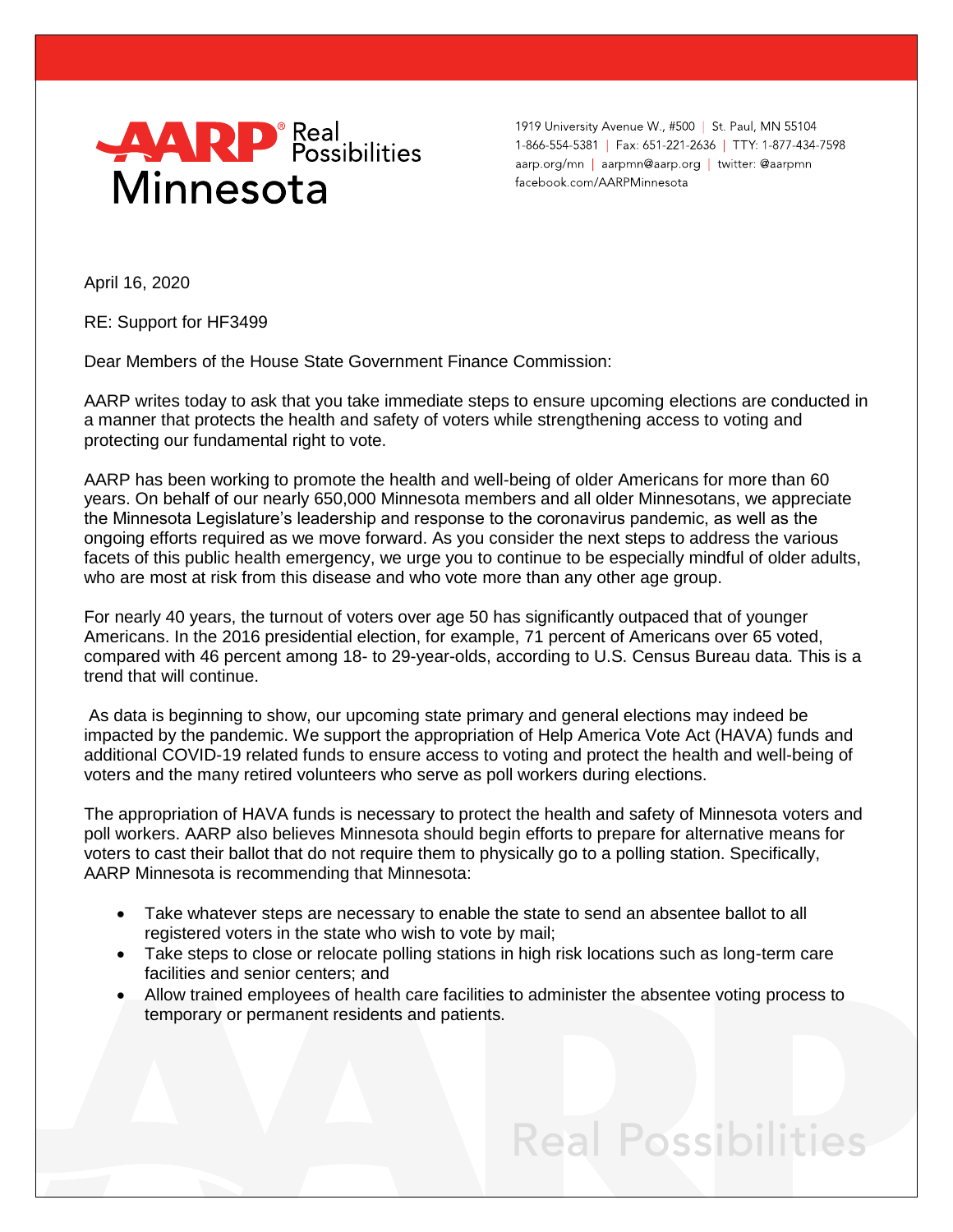AARP Real Possibilities Minnesota

1919 University Avenue W., #500 | St. Paul, MN 55104
1-866-554-5381 | Fax: 651-221-2636 | TTY: 1-877-434-7598
aarp.org/mn | aarpmn@aarp.org | twitter: @aarpmn
facebook.com/AARPMinnesota

April 16, 2020

RE: Support for HF3499

Dear Members of the House State Government Finance Commission:

AARP writes today to ask that you take immediate steps to ensure upcoming elections are conducted in a manner that protects the health and safety of voters while strengthening access to voting and protecting our fundamental right to vote.

AARP has been working to promote the health and well-being of older Americans for more than 60 years. On behalf of our nearly 650,000 Minnesota members and all older Minnesotans, we appreciate the Minnesota Legislature's leadership and response to the coronavirus pandemic, as well as the ongoing efforts required as we move forward. As you consider the next steps to address the various facets of this public health emergency, we urge you to continue to be especially mindful of older adults, who are most at risk from this disease and who vote more than any other age group.

For nearly 40 years, the turnout of voters over age 50 has significantly outpaced that of younger Americans. In the 2016 presidential election, for example, 71 percent of Americans over 65 voted, compared with 46 percent among 18- to 29-year-olds, according to U.S. Census Bureau data. This is a trend that will continue.

As data is beginning to show, our upcoming state primary and general elections may indeed be impacted by the pandemic. We support the appropriation of Help America Vote Act (HAVA) funds and additional COVID-19 related funds to ensure access to voting and protect the health and well-being of voters and the many retired volunteers who serve as poll workers during elections.

The appropriation of HAVA funds is necessary to protect the health and safety of Minnesota voters and poll workers. AARP also believes Minnesota should begin efforts to prepare for alternative means for voters to cast their ballot that do not require them to physically go to a polling station. Specifically, AARP Minnesota is recommending that Minnesota:

- Take whatever steps are necessary to enable the state to send an absentee ballot to all registered voters in the state who wish to vote by mail;
- Take steps to close or relocate polling stations in high risk locations such as long-term care facilities and senior centers; and
- Allow trained employees of health care facilities to administer the absentee voting process to temporary or permanent residents and patients.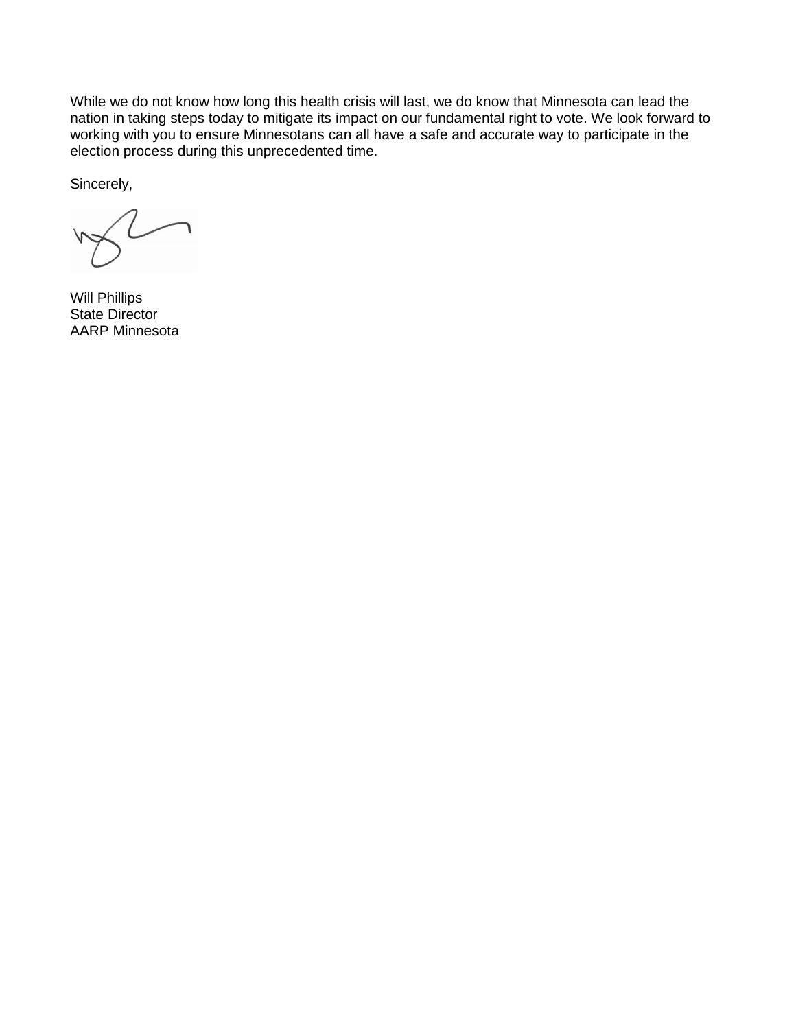While we do not know how long this health crisis will last, we do know that Minnesota can lead the nation in taking steps today to mitigate its impact on our fundamental right to vote. We look forward to working with you to ensure Minnesotans can all have a safe and accurate way to participate in the election process during this unprecedented time.

Sincerely,

Will Phillips
State Director
AARP Minnesota